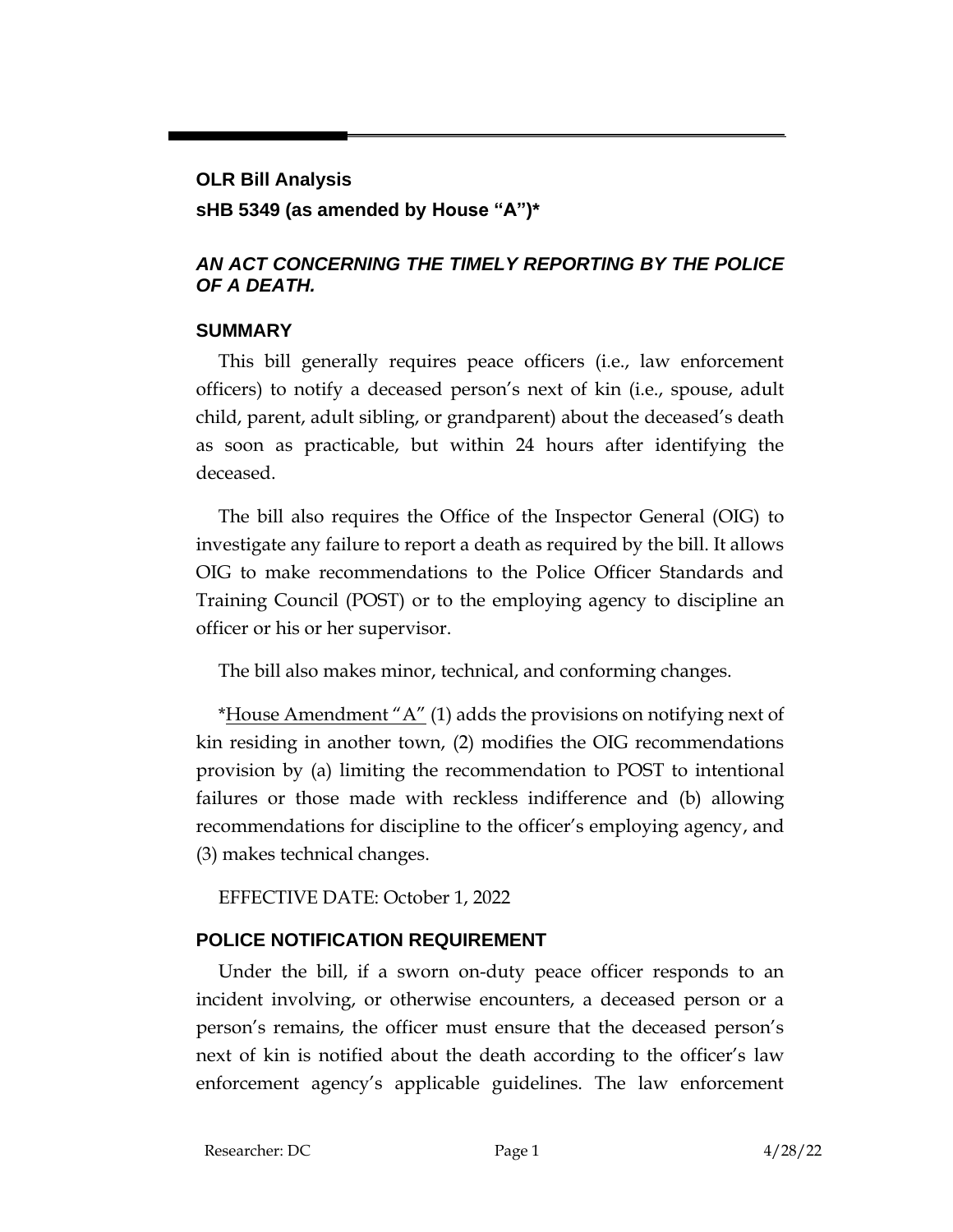**OLR Bill Analysis**

**sHB 5349 (as amended by House "A")***

### *AN ACT CONCERNING THE TIMELY REPORTING BY THE POLICE OF A DEATH.*

## SUMMARY

This bill generally requires peace officers (i.e., law enforcement officers) to notify a deceased person's next of kin (i.e., spouse, adult child, parent, adult sibling, or grandparent) about the deceased's death as soon as practicable, but within 24 hours after identifying the deceased.

The bill also requires the Office of the Inspector General (OIG) to investigate any failure to report a death as required by the bill. It allows OIG to make recommendations to the Police Officer Standards and Training Council (POST) or to the employing agency to discipline an officer or his or her supervisor.

The bill also makes minor, technical, and conforming changes.

*<u>House Amendment "A"</u> (1) adds the provisions on notifying next of kin residing in another town, (2) modifies the OIG recommendations provision by (a) limiting the recommendation to POST to intentional failures or those made with reckless indifference and (b) allowing recommendations for discipline to the officer's employing agency, and (3) makes technical changes.

EFFECTIVE DATE: October 1, 2022

## POLICE NOTIFICATION REQUIREMENT

Under the bill, if a sworn on-duty peace officer responds to an incident involving, or otherwise encounters, a deceased person or a person's remains, the officer must ensure that the deceased person's next of kin is notified about the death according to the officer's law enforcement agency's applicable guidelines. The law enforcement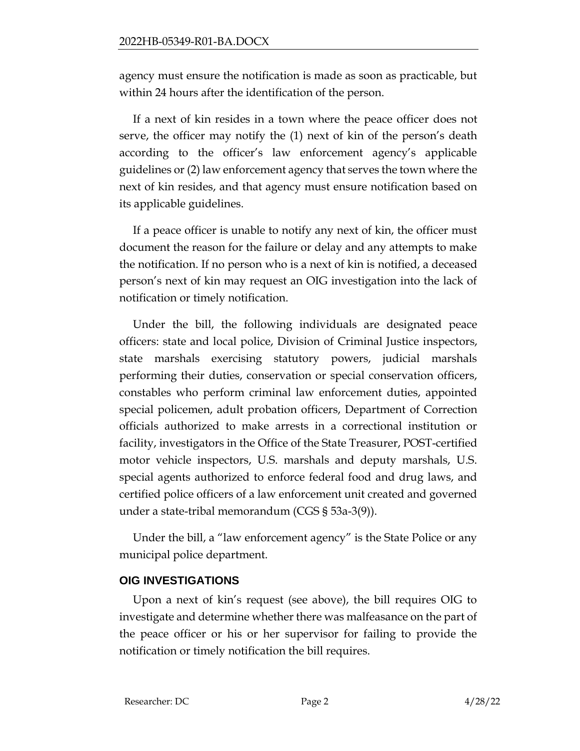agency must ensure the notification is made as soon as practicable, but within 24 hours after the identification of the person.

If a next of kin resides in a town where the peace officer does not serve, the officer may notify the (1) next of kin of the person's death according to the officer's law enforcement agency's applicable guidelines or (2) law enforcement agency that serves the town where the next of kin resides, and that agency must ensure notification based on its applicable guidelines.

If a peace officer is unable to notify any next of kin, the officer must document the reason for the failure or delay and any attempts to make the notification. If no person who is a next of kin is notified, a deceased person's next of kin may request an OIG investigation into the lack of notification or timely notification.

Under the bill, the following individuals are designated peace officers: state and local police, Division of Criminal Justice inspectors, state marshals exercising statutory powers, judicial marshals performing their duties, conservation or special conservation officers, constables who perform criminal law enforcement duties, appointed special policemen, adult probation officers, Department of Correction officials authorized to make arrests in a correctional institution or facility, investigators in the Office of the State Treasurer, POST-certified motor vehicle inspectors, U.S. marshals and deputy marshals, U.S. special agents authorized to enforce federal food and drug laws, and certified police officers of a law enforcement unit created and governed under a state-tribal memorandum (CGS § 53a-3(9)).

Under the bill, a "law enforcement agency" is the State Police or any municipal police department.

## OIG INVESTIGATIONS

Upon a next of kin's request (see above), the bill requires OIG to investigate and determine whether there was malfeasance on the part of the peace officer or his or her supervisor for failing to provide the notification or timely notification the bill requires.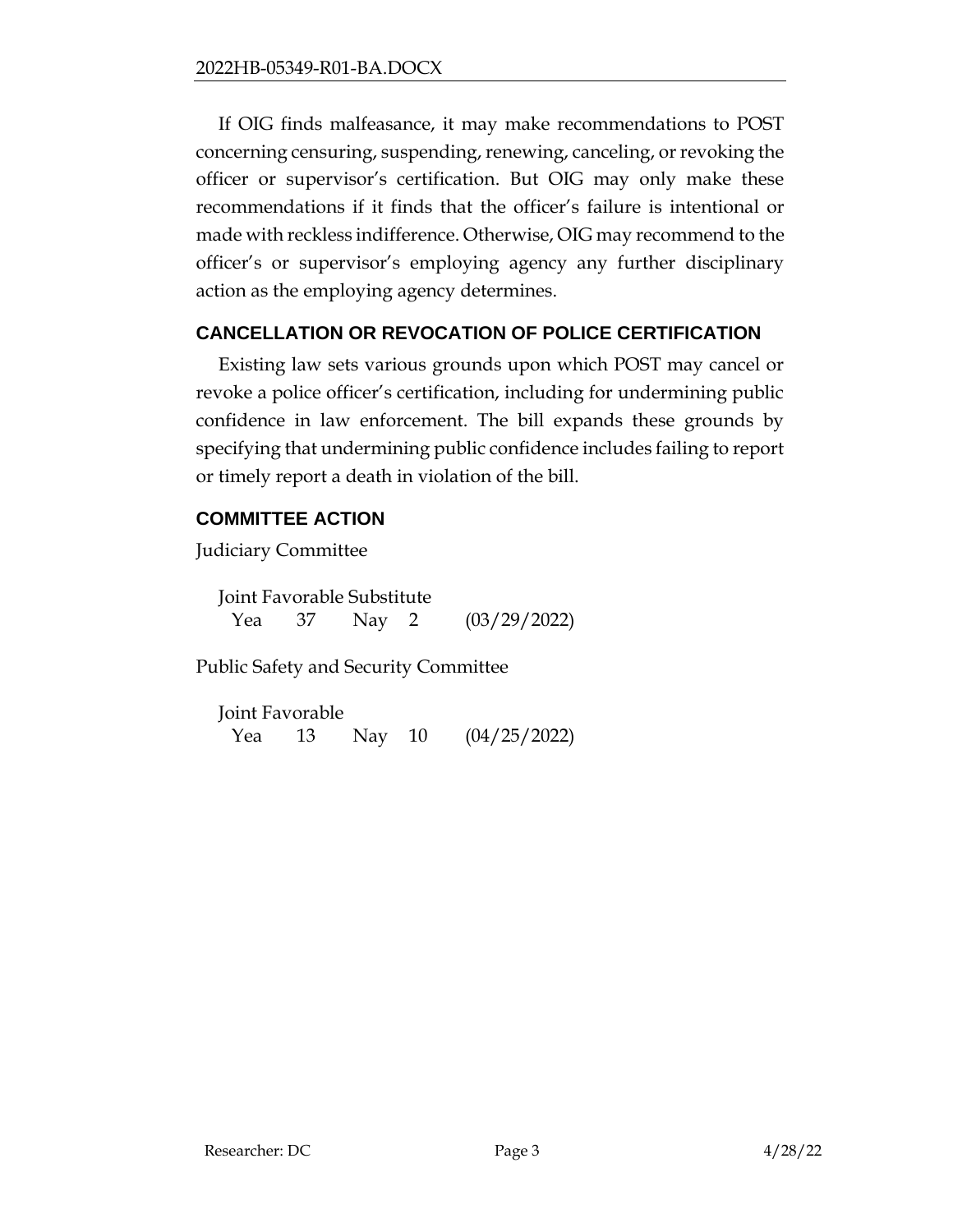If OIG finds malfeasance, it may make recommendations to POST concerning censuring, suspending, renewing, canceling, or revoking the officer or supervisor's certification. But OIG may only make these recommendations if it finds that the officer's failure is intentional or made with reckless indifference. Otherwise, OIG may recommend to the officer's or supervisor's employing agency any further disciplinary action as the employing agency determines.

## CANCELLATION OR REVOCATION OF POLICE CERTIFICATION

Existing law sets various grounds upon which POST may cancel or revoke a police officer's certification, including for undermining public confidence in law enforcement. The bill expands these grounds by specifying that undermining public confidence includes failing to report or timely report a death in violation of the bill.

## COMMITTEE ACTION

Judiciary Committee

| | | | | |
|---|---|---|---|---|
| Joint Favorable Substitute | | | | |
| Yea | 37 | Nay | 2 | (03/29/2022) |

Public Safety and Security Committee

| | | | | |
|---|---|---|---|---|
| Joint Favorable | | | | |
| Yea | 13 | Nay | 10 | (04/25/2022) |